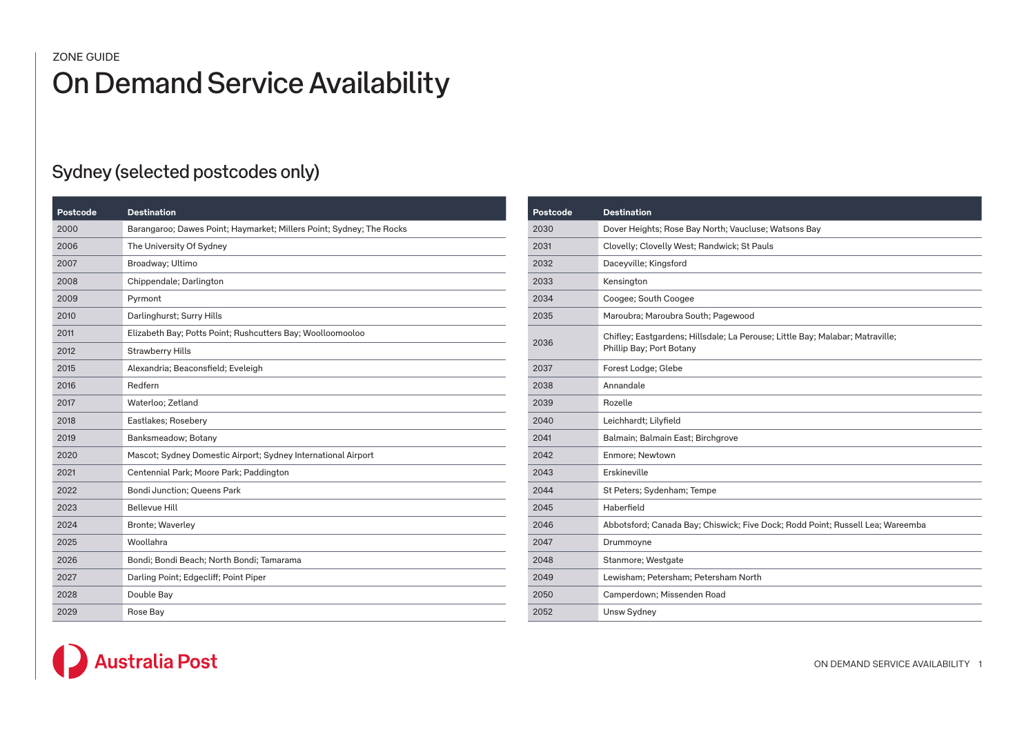ZONE GUIDE

# On Demand Service Availability

## Sydney (selected postcodes only)

| Postcode | Destination |
|---|---|
| 2000 | Barangaroo; Dawes Point; Haymarket; Millers Point; Sydney; The Rocks |
| 2006 | The University Of Sydney |
| 2007 | Broadway; Ultimo |
| 2008 | Chippendale; Darlington |
| 2009 | Pyrmont |
| 2010 | Darlinghurst; Surry Hills |
| 2011 | Elizabeth Bay; Potts Point; Rushcutters Bay; Woolloomooloo |
| 2012 | Strawberry Hills |
| 2015 | Alexandria; Beaconsfield; Eveleigh |
| 2016 | Redfern |
| 2017 | Waterloo; Zetland |
| 2018 | Eastlakes; Rosebery |
| 2019 | Banksmeadow; Botany |
| 2020 | Mascot; Sydney Domestic Airport; Sydney International Airport |
| 2021 | Centennial Park; Moore Park; Paddington |
| 2022 | Bondi Junction; Queens Park |
| 2023 | Bellevue Hill |
| 2024 | Bronte; Waverley |
| 2025 | Woollahra |
| 2026 | Bondi; Bondi Beach; North Bondi; Tamarama |
| 2027 | Darling Point; Edgecliff; Point Piper |
| 2028 | Double Bay |
| 2029 | Rose Bay |
| 2030 | Dover Heights; Rose Bay North; Vaucluse; Watsons Bay |
| 2031 | Clovelly; Clovelly West; Randwick; St Pauls |
| 2032 | Daceyville; Kingsford |
| 2033 | Kensington |
| 2034 | Coogee; South Coogee |
| 2035 | Maroubra; Maroubra South; Pagewood |
| 2036 | Chifley; Eastgardens; Hillsdale; La Perouse; Little Bay; Malabar; Matraville; Phillip Bay; Port Botany |
| 2037 | Forest Lodge; Glebe |
| 2038 | Annandale |
| 2039 | Rozelle |
| 2040 | Leichhardt; Lilyfield |
| 2041 | Balmain; Balmain East; Birchgrove |
| 2042 | Enmore; Newtown |
| 2043 | Erskineville |
| 2044 | St Peters; Sydenham; Tempe |
| 2045 | Haberfield |
| 2046 | Abbotsford; Canada Bay; Chiswick; Five Dock; Rodd Point; Russell Lea; Wareemba |
| 2047 | Drummoyne |
| 2048 | Stanmore; Westgate |
| 2049 | Lewisham; Petersham; Petersham North |
| 2050 | Camperdown; Missenden Road |
| 2052 | Unsw Sydney |

Australia Post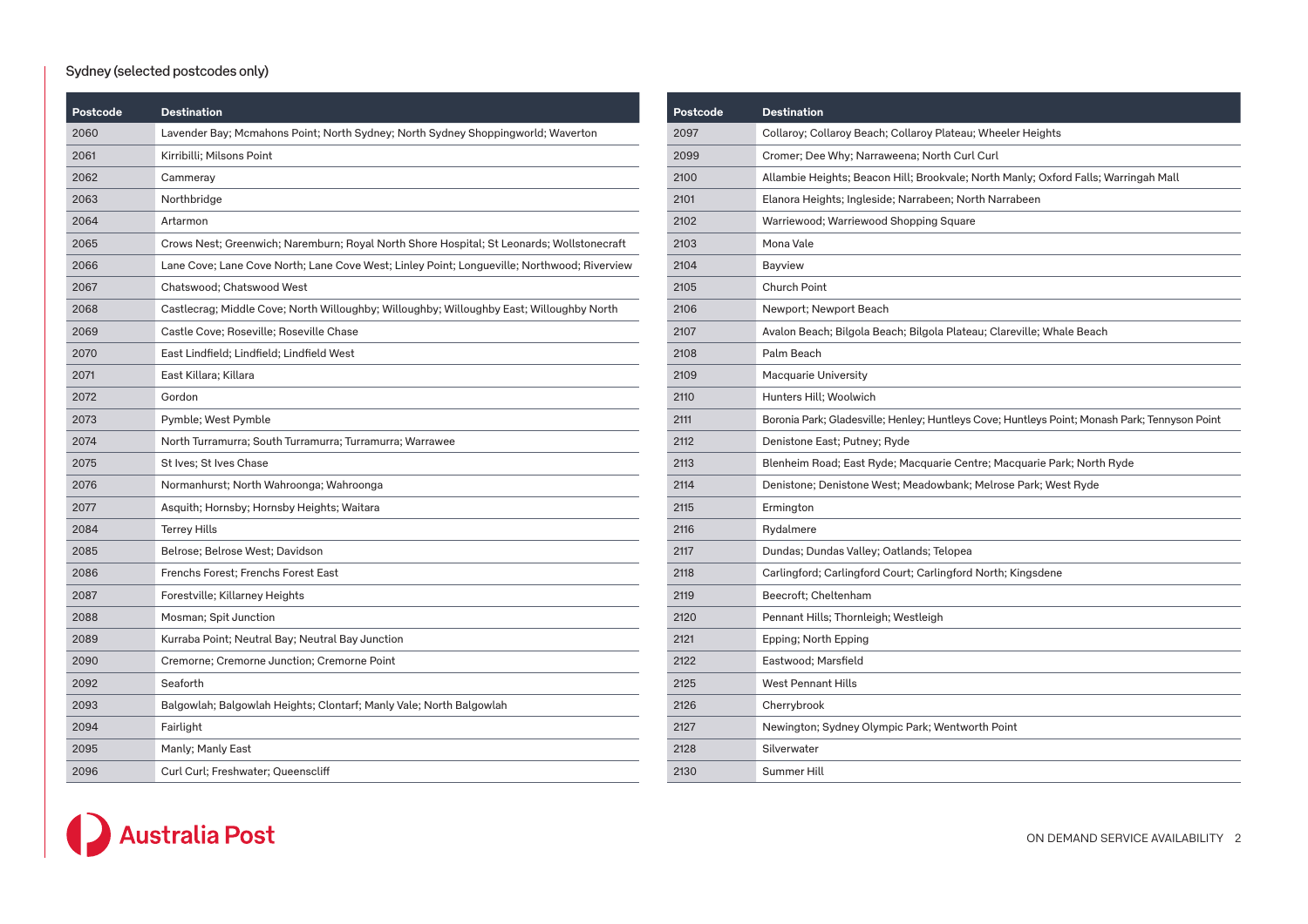Sydney (selected postcodes only)

| Postcode | Destination |
|---|---|
| 2060 | Lavender Bay; Mcmahons Point; North Sydney; North Sydney Shoppingworld; Waverton |
| 2061 | Kirribilli; Milsons Point |
| 2062 | Cammeray |
| 2063 | Northbridge |
| 2064 | Artarmon |
| 2065 | Crows Nest; Greenwich; Naremburn; Royal North Shore Hospital; St Leonards; Wollstonecraft |
| 2066 | Lane Cove; Lane Cove North; Lane Cove West; Linley Point; Longueville; Northwood; Riverview |
| 2067 | Chatswood; Chatswood West |
| 2068 | Castlecrag; Middle Cove; North Willoughby; Willoughby; Willoughby East; Willoughby North |
| 2069 | Castle Cove; Roseville; Roseville Chase |
| 2070 | East Lindfield; Lindfield; Lindfield West |
| 2071 | East Killara; Killara |
| 2072 | Gordon |
| 2073 | Pymble; West Pymble |
| 2074 | North Turramurra; South Turramurra; Turramurra; Warrawee |
| 2075 | St Ives; St Ives Chase |
| 2076 | Normanhurst; North Wahroonga; Wahroonga |
| 2077 | Asquith; Hornsby; Hornsby Heights; Waitara |
| 2084 | Terrey Hills |
| 2085 | Belrose; Belrose West; Davidson |
| 2086 | Frenchs Forest; Frenchs Forest East |
| 2087 | Forestville; Killarney Heights |
| 2088 | Mosman; Spit Junction |
| 2089 | Kurraba Point; Neutral Bay; Neutral Bay Junction |
| 2090 | Cremorne; Cremorne Junction; Cremorne Point |
| 2092 | Seaforth |
| 2093 | Balgowlah; Balgowlah Heights; Clontarf; Manly Vale; North Balgowlah |
| 2094 | Fairlight |
| 2095 | Manly; Manly East |
| 2096 | Curl Curl; Freshwater; Queenscliff |
| 2097 | Collaroy; Collaroy Beach; Collaroy Plateau; Wheeler Heights |
| 2099 | Cromer; Dee Why; Narraweena; North Curl Curl |
| 2100 | Allambie Heights; Beacon Hill; Brookvale; North Manly; Oxford Falls; Warringah Mall |
| 2101 | Elanora Heights; Ingleside; Narrabeen; North Narrabeen |
| 2102 | Warriewood; Warriewood Shopping Square |
| 2103 | Mona Vale |
| 2104 | Bayview |
| 2105 | Church Point |
| 2106 | Newport; Newport Beach |
| 2107 | Avalon Beach; Bilgola Beach; Bilgola Plateau; Clareville; Whale Beach |
| 2108 | Palm Beach |
| 2109 | Macquarie University |
| 2110 | Hunters Hill; Woolwich |
| 2111 | Boronia Park; Gladesville; Henley; Huntleys Cove; Huntleys Point; Monash Park; Tennyson Point |
| 2112 | Denistone East; Putney; Ryde |
| 2113 | Blenheim Road; East Ryde; Macquarie Centre; Macquarie Park; North Ryde |
| 2114 | Denistone; Denistone West; Meadowbank; Melrose Park; West Ryde |
| 2115 | Ermington |
| 2116 | Rydalmere |
| 2117 | Dundas; Dundas Valley; Oatlands; Telopea |
| 2118 | Carlingford; Carlingford Court; Carlingford North; Kingsdene |
| 2119 | Beecroft; Cheltenham |
| 2120 | Pennant Hills; Thornleigh; Westleigh |
| 2121 | Epping; North Epping |
| 2122 | Eastwood; Marsfield |
| 2125 | West Pennant Hills |
| 2126 | Cherrybrook |
| 2127 | Newington; Sydney Olympic Park; Wentworth Point |
| 2128 | Silverwater |
| 2130 | Summer Hill |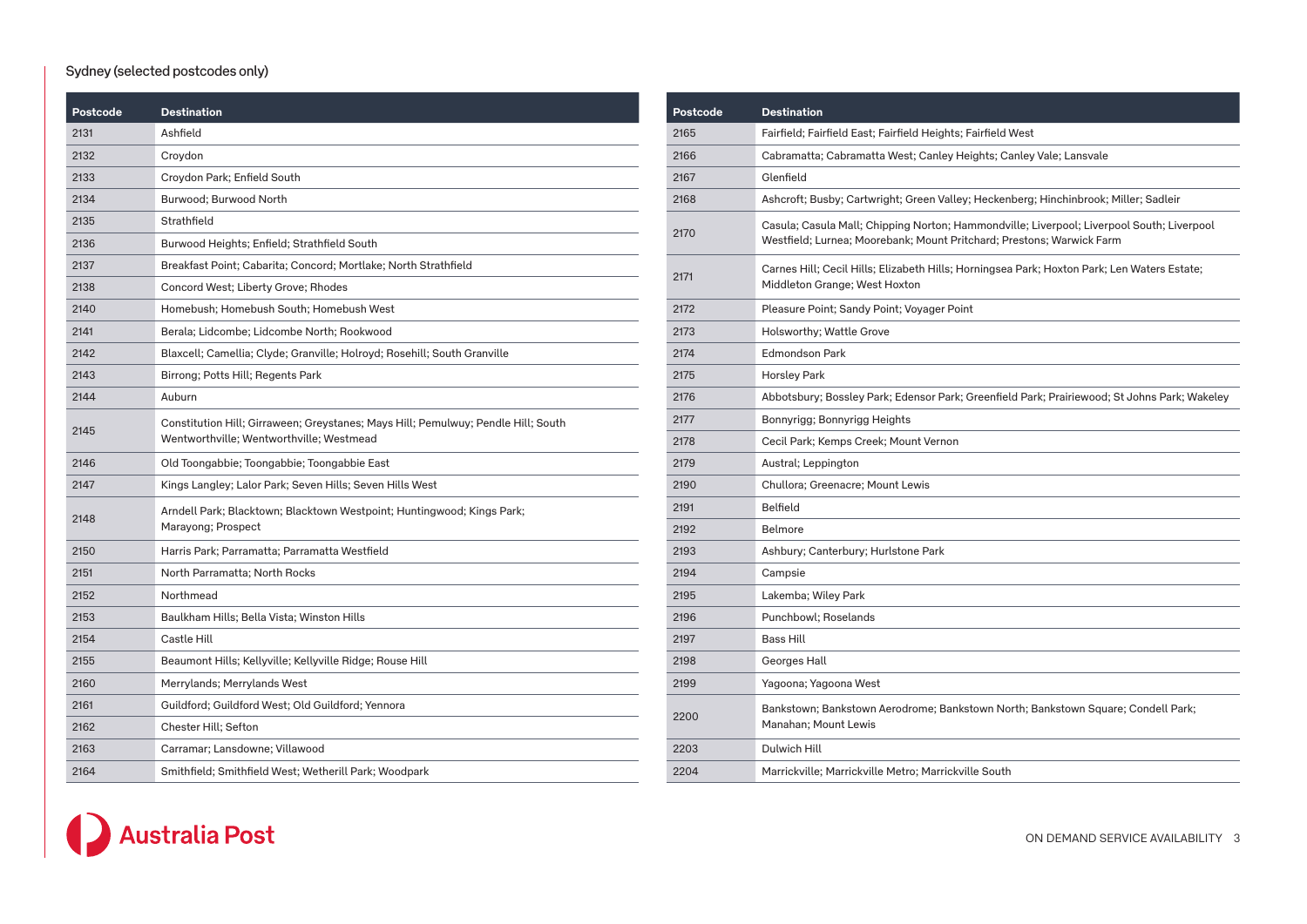## Sydney (selected postcodes only)

| Postcode | Destination |
|---|---|
| 2131 | Ashfield |
| 2132 | Croydon |
| 2133 | Croydon Park; Enfield South |
| 2134 | Burwood; Burwood North |
| 2135 | Strathfield |
| 2136 | Burwood Heights; Enfield; Strathfield South |
| 2137 | Breakfast Point; Cabarita; Concord; Mortlake; North Strathfield |
| 2138 | Concord West; Liberty Grove; Rhodes |
| 2140 | Homebush; Homebush South; Homebush West |
| 2141 | Berala; Lidcombe; Lidcombe North; Rookwood |
| 2142 | Blaxcell; Camellia; Clyde; Granville; Holroyd; Rosehill; South Granville |
| 2143 | Birrong; Potts Hill; Regents Park |
| 2144 | Auburn |
| 2145 | Constitution Hill; Girraween; Greystanes; Mays Hill; Pemulwuy; Pendle Hill; South Wentworthville; Wentworthville; Westmead |
| 2146 | Old Toongabbie; Toongabbie; Toongabbie East |
| 2147 | Kings Langley; Lalor Park; Seven Hills; Seven Hills West |
| 2148 | Arndell Park; Blacktown; Blacktown Westpoint; Huntingwood; Kings Park; Marayong; Prospect |
| 2150 | Harris Park; Parramatta; Parramatta Westfield |
| 2151 | North Parramatta; North Rocks |
| 2152 | Northmead |
| 2153 | Baulkham Hills; Bella Vista; Winston Hills |
| 2154 | Castle Hill |
| 2155 | Beaumont Hills; Kellyville; Kellyville Ridge; Rouse Hill |
| 2160 | Merrylands; Merrylands West |
| 2161 | Guildford; Guildford West; Old Guildford; Yennora |
| 2162 | Chester Hill; Sefton |
| 2163 | Carramar; Lansdowne; Villawood |
| 2164 | Smithfield; Smithfield West; Wetherill Park; Woodpark |
| 2165 | Fairfield; Fairfield East; Fairfield Heights; Fairfield West |
| 2166 | Cabramatta; Cabramatta West; Canley Heights; Canley Vale; Lansvale |
| 2167 | Glenfield |
| 2168 | Ashcroft; Busby; Cartwright; Green Valley; Heckenberg; Hinchinbrook; Miller; Sadleir |
| 2170 | Casula; Casula Mall; Chipping Norton; Hammondville; Liverpool; Liverpool South; Liverpool Westfield; Lurnea; Moorebank; Mount Pritchard; Prestons; Warwick Farm |
| 2171 | Carnes Hill; Cecil Hills; Elizabeth Hills; Horningsea Park; Hoxton Park; Len Waters Estate; Middleton Grange; West Hoxton |
| 2172 | Pleasure Point; Sandy Point; Voyager Point |
| 2173 | Holsworthy; Wattle Grove |
| 2174 | Edmondson Park |
| 2175 | Horsley Park |
| 2176 | Abbotsbury; Bossley Park; Edensor Park; Greenfield Park; Prairiewood; St Johns Park; Wakeley |
| 2177 | Bonnyrigg; Bonnyrigg Heights |
| 2178 | Cecil Park; Kemps Creek; Mount Vernon |
| 2179 | Austral; Leppington |
| 2190 | Chullora; Greenacre; Mount Lewis |
| 2191 | Belfield |
| 2192 | Belmore |
| 2193 | Ashbury; Canterbury; Hurlstone Park |
| 2194 | Campsie |
| 2195 | Lakemba; Wiley Park |
| 2196 | Punchbowl; Roselands |
| 2197 | Bass Hill |
| 2198 | Georges Hall |
| 2199 | Yagoona; Yagoona West |
| 2200 | Bankstown; Bankstown Aerodrome; Bankstown North; Bankstown Square; Condell Park; Manahan; Mount Lewis |
| 2203 | Dulwich Hill |
| 2204 | Marrickville; Marrickville Metro; Marrickville South |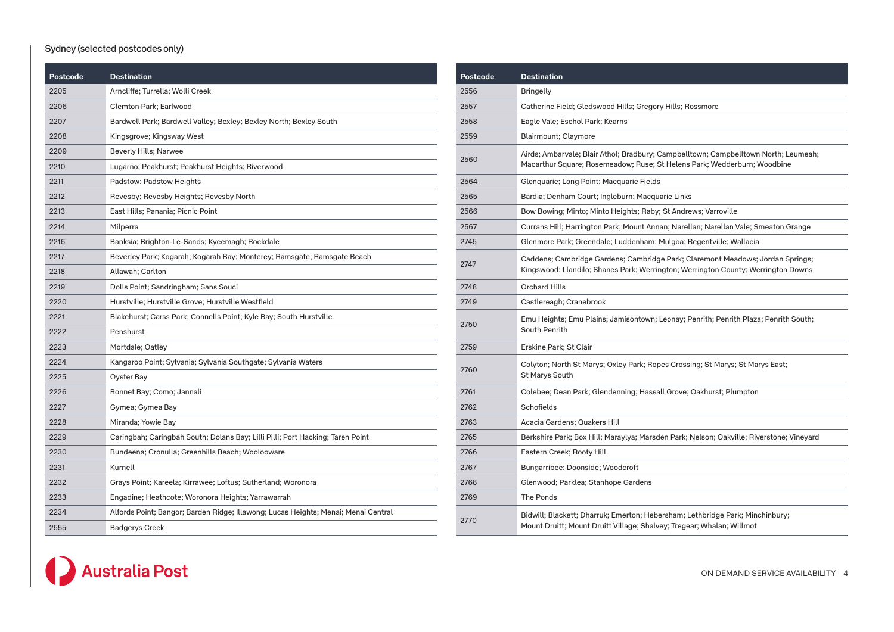## Sydney (selected postcodes only)

| Postcode | Destination |
|---|---|
| 2205 | Arncliffe; Turrella; Wolli Creek |
| 2206 | Clemton Park; Earlwood |
| 2207 | Bardwell Park; Bardwell Valley; Bexley; Bexley North; Bexley South |
| 2208 | Kingsgrove; Kingsway West |
| 2209 | Beverly Hills; Narwee |
| 2210 | Lugarno; Peakhurst; Peakhurst Heights; Riverwood |
| 2211 | Padstow; Padstow Heights |
| 2212 | Revesby; Revesby Heights; Revesby North |
| 2213 | East Hills; Panania; Picnic Point |
| 2214 | Milperra |
| 2216 | Banksia; Brighton-Le-Sands; Kyeemagh; Rockdale |
| 2217 | Beverley Park; Kogarah; Kogarah Bay; Monterey; Ramsgate; Ramsgate Beach |
| 2218 | Allawah; Carlton |
| 2219 | Dolls Point; Sandringham; Sans Souci |
| 2220 | Hurstville; Hurstville Grove; Hurstville Westfield |
| 2221 | Blakehurst; Carss Park; Connells Point; Kyle Bay; South Hurstville |
| 2222 | Penshurst |
| 2223 | Mortdale; Oatley |
| 2224 | Kangaroo Point; Sylvania; Sylvania Southgate; Sylvania Waters |
| 2225 | Oyster Bay |
| 2226 | Bonnet Bay; Como; Jannali |
| 2227 | Gymea; Gymea Bay |
| 2228 | Miranda; Yowie Bay |
| 2229 | Caringbah; Caringbah South; Dolans Bay; Lilli Pilli; Port Hacking; Taren Point |
| 2230 | Bundeena; Cronulla; Greenhills Beach; Woolooware |
| 2231 | Kurnell |
| 2232 | Grays Point; Kareela; Kirrawee; Loftus; Sutherland; Woronora |
| 2233 | Engadine; Heathcote; Woronora Heights; Yarrawarrah |
| 2234 | Alfords Point; Bangor; Barden Ridge; Illawong; Lucas Heights; Menai; Menai Central |
| 2555 | Badgerys Creek |
| 2556 | Bringelly |
| 2557 | Catherine Field; Gledswood Hills; Gregory Hills; Rossmore |
| 2558 | Eagle Vale; Eschol Park; Kearns |
| 2559 | Blairmount; Claymore |
| 2560 | Airds; Ambarvale; Blair Athol; Bradbury; Campbelltown; Campbelltown North; Leumeah; Macarthur Square; Rosemeadow; Ruse; St Helens Park; Wedderburn; Woodbine |
| 2564 | Glenquarie; Long Point; Macquarie Fields |
| 2565 | Bardia; Denham Court; Ingleburn; Macquarie Links |
| 2566 | Bow Bowing; Minto; Minto Heights; Raby; St Andrews; Varroville |
| 2567 | Currans Hill; Harrington Park; Mount Annan; Narellan; Narellan Vale; Smeaton Grange |
| 2745 | Glenmore Park; Greendale; Luddenham; Mulgoa; Regentville; Wallacia |
| 2747 | Caddens; Cambridge Gardens; Cambridge Park; Claremont Meadows; Jordan Springs; Kingswood; Llandilo; Shanes Park; Werrington; Werrington County; Werrington Downs |
| 2748 | Orchard Hills |
| 2749 | Castlereagh; Cranebrook |
| 2750 | Emu Heights; Emu Plains; Jamisontown; Leonay; Penrith; Penrith Plaza; Penrith South; South Penrith |
| 2759 | Erskine Park; St Clair |
| 2760 | Colyton; North St Marys; Oxley Park; Ropes Crossing; St Marys; St Marys East; St Marys South |
| 2761 | Colebee; Dean Park; Glendenning; Hassall Grove; Oakhurst; Plumpton |
| 2762 | Schofields |
| 2763 | Acacia Gardens; Quakers Hill |
| 2765 | Berkshire Park; Box Hill; Maraylya; Marsden Park; Nelson; Oakville; Riverstone; Vineyard |
| 2766 | Eastern Creek; Rooty Hill |
| 2767 | Bungarribee; Doonside; Woodcroft |
| 2768 | Glenwood; Parklea; Stanhope Gardens |
| 2769 | The Ponds |
| 2770 | Bidwill; Blackett; Dharruk; Emerton; Hebersham; Lethbridge Park; Minchinbury; Mount Druitt; Mount Druitt Village; Shalvey; Tregear; Whalan; Willmot |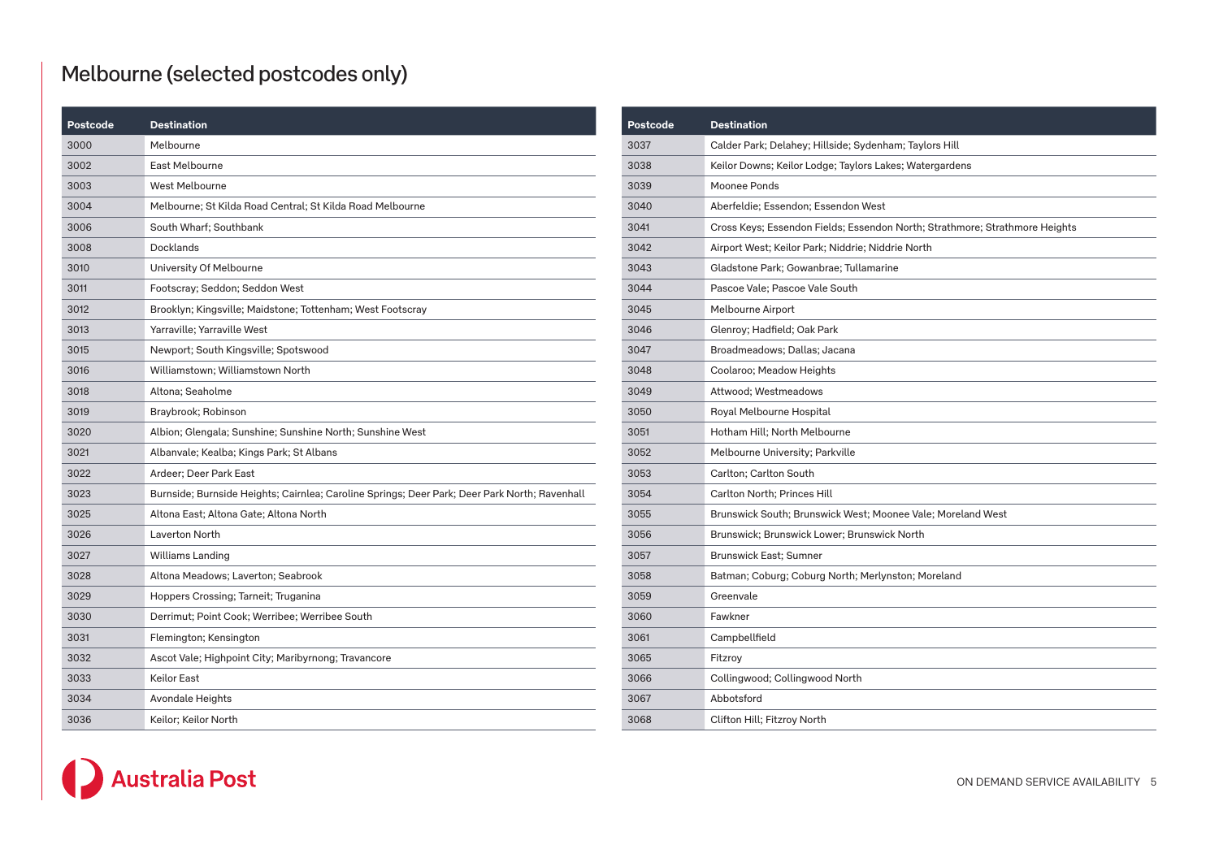# Melbourne (selected postcodes only)

| Postcode | Destination |
|---|---|
| 3000 | Melbourne |
| 3002 | East Melbourne |
| 3003 | West Melbourne |
| 3004 | Melbourne; St Kilda Road Central; St Kilda Road Melbourne |
| 3006 | South Wharf; Southbank |
| 3008 | Docklands |
| 3010 | University Of Melbourne |
| 3011 | Footscray; Seddon; Seddon West |
| 3012 | Brooklyn; Kingsville; Maidstone; Tottenham; West Footscray |
| 3013 | Yarraville; Yarraville West |
| 3015 | Newport; South Kingsville; Spotswood |
| 3016 | Williamstown; Williamstown North |
| 3018 | Altona; Seaholme |
| 3019 | Braybrook; Robinson |
| 3020 | Albion; Glengala; Sunshine; Sunshine North; Sunshine West |
| 3021 | Albanvale; Kealba; Kings Park; St Albans |
| 3022 | Ardeer; Deer Park East |
| 3023 | Burnside; Burnside Heights; Cairnlea; Caroline Springs; Deer Park; Deer Park North; Ravenhall |
| 3025 | Altona East; Altona Gate; Altona North |
| 3026 | Laverton North |
| 3027 | Williams Landing |
| 3028 | Altona Meadows; Laverton; Seabrook |
| 3029 | Hoppers Crossing; Tarneit; Truganina |
| 3030 | Derrimut; Point Cook; Werribee; Werribee South |
| 3031 | Flemington; Kensington |
| 3032 | Ascot Vale; Highpoint City; Maribyrnong; Travancore |
| 3033 | Keilor East |
| 3034 | Avondale Heights |
| 3036 | Keilor; Keilor North |
| 3037 | Calder Park; Delahey; Hillside; Sydenham; Taylors Hill |
| 3038 | Keilor Downs; Keilor Lodge; Taylors Lakes; Watergardens |
| 3039 | Moonee Ponds |
| 3040 | Aberfeldie; Essendon; Essendon West |
| 3041 | Cross Keys; Essendon Fields; Essendon North; Strathmore; Strathmore Heights |
| 3042 | Airport West; Keilor Park; Niddrie; Niddrie North |
| 3043 | Gladstone Park; Gowanbrae; Tullamarine |
| 3044 | Pascoe Vale; Pascoe Vale South |
| 3045 | Melbourne Airport |
| 3046 | Glenroy; Hadfield; Oak Park |
| 3047 | Broadmeadows; Dallas; Jacana |
| 3048 | Coolaroo; Meadow Heights |
| 3049 | Attwood; Westmeadows |
| 3050 | Royal Melbourne Hospital |
| 3051 | Hotham Hill; North Melbourne |
| 3052 | Melbourne University; Parkville |
| 3053 | Carlton; Carlton South |
| 3054 | Carlton North; Princes Hill |
| 3055 | Brunswick South; Brunswick West; Moonee Vale; Moreland West |
| 3056 | Brunswick; Brunswick Lower; Brunswick North |
| 3057 | Brunswick East; Sumner |
| 3058 | Batman; Coburg; Coburg North; Merlynston; Moreland |
| 3059 | Greenvale |
| 3060 | Fawkner |
| 3061 | Campbellfield |
| 3065 | Fitzroy |
| 3066 | Collingwood; Collingwood North |
| 3067 | Abbotsford |
| 3068 | Clifton Hill; Fitzroy North |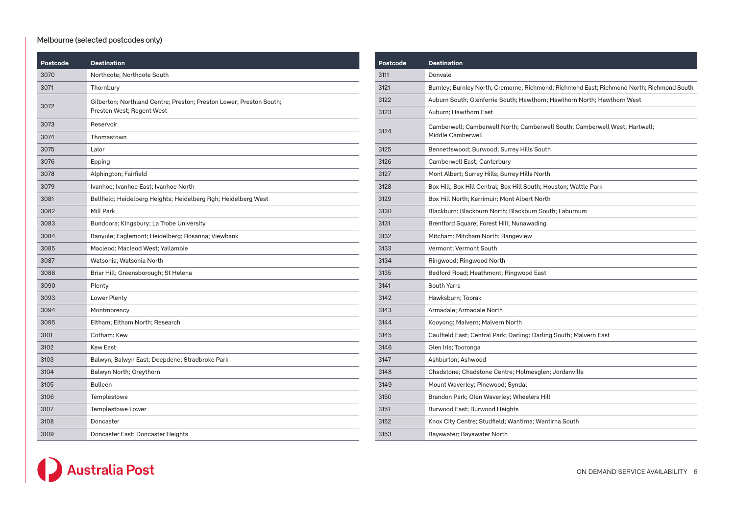Melbourne (selected postcodes only)

| Postcode | Destination |
|---|---|
| 3070 | Northcote; Northcote South |
| 3071 | Thornbury |
| 3072 | Gilberton; Northland Centre; Preston; Preston Lower; Preston South; Preston West; Regent West |
| 3073 | Reservoir |
| 3074 | Thomastown |
| 3075 | Lalor |
| 3076 | Epping |
| 3078 | Alphington; Fairfield |
| 3079 | Ivanhoe; Ivanhoe East; Ivanhoe North |
| 3081 | Bellfield; Heidelberg Heights; Heidelberg Rgh; Heidelberg West |
| 3082 | Mill Park |
| 3083 | Bundoora; Kingsbury; La Trobe University |
| 3084 | Banyule; Eaglemont; Heidelberg; Rosanna; Viewbank |
| 3085 | Macleod; Macleod West; Yallambie |
| 3087 | Watsonia; Watsonia North |
| 3088 | Briar Hill; Greensborough; St Helena |
| 3090 | Plenty |
| 3093 | Lower Plenty |
| 3094 | Montmorency |
| 3095 | Eltham; Eltham North; Research |
| 3101 | Cotham; Kew |
| 3102 | Kew East |
| 3103 | Balwyn; Balwyn East; Deepdene; Stradbroke Park |
| 3104 | Balwyn North; Greythorn |
| 3105 | Bulleen |
| 3106 | Templestowe |
| 3107 | Templestowe Lower |
| 3108 | Doncaster |
| 3109 | Doncaster East; Doncaster Heights |
| 3111 | Donvale |
| 3121 | Burnley; Burnley North; Cremorne; Richmond; Richmond East; Richmond North; Richmond South |
| 3122 | Auburn South; Glenferrie South; Hawthorn; Hawthorn North; Hawthorn West |
| 3123 | Auburn; Hawthorn East |
| 3124 | Camberwell; Camberwell North; Camberwell South; Camberwell West; Hartwell; Middle Camberwell |
| 3125 | Bennettswood; Burwood; Surrey Hills South |
| 3126 | Camberwell East; Canterbury |
| 3127 | Mont Albert; Surrey Hills; Surrey Hills North |
| 3128 | Box Hill; Box Hill Central; Box Hill South; Houston; Wattle Park |
| 3129 | Box Hill North; Kerrimuir; Mont Albert North |
| 3130 | Blackburn; Blackburn North; Blackburn South; Laburnum |
| 3131 | Brentford Square; Forest Hill; Nunawading |
| 3132 | Mitcham; Mitcham North; Rangeview |
| 3133 | Vermont; Vermont South |
| 3134 | Ringwood; Ringwood North |
| 3135 | Bedford Road; Heathmont; Ringwood East |
| 3141 | South Yarra |
| 3142 | Hawksburn; Toorak |
| 3143 | Armadale; Armadale North |
| 3144 | Kooyong; Malvern; Malvern North |
| 3145 | Caulfield East; Central Park; Darling; Darling South; Malvern East |
| 3146 | Glen Iris; Tooronga |
| 3147 | Ashburton; Ashwood |
| 3148 | Chadstone; Chadstone Centre; Holmesglen; Jordanville |
| 3149 | Mount Waverley; Pinewood; Syndal |
| 3150 | Brandon Park; Glen Waverley; Wheelers Hill |
| 3151 | Burwood East; Burwood Heights |
| 3152 | Knox City Centre; Studfield; Wantirna; Wantirna South |
| 3153 | Bayswater; Bayswater North |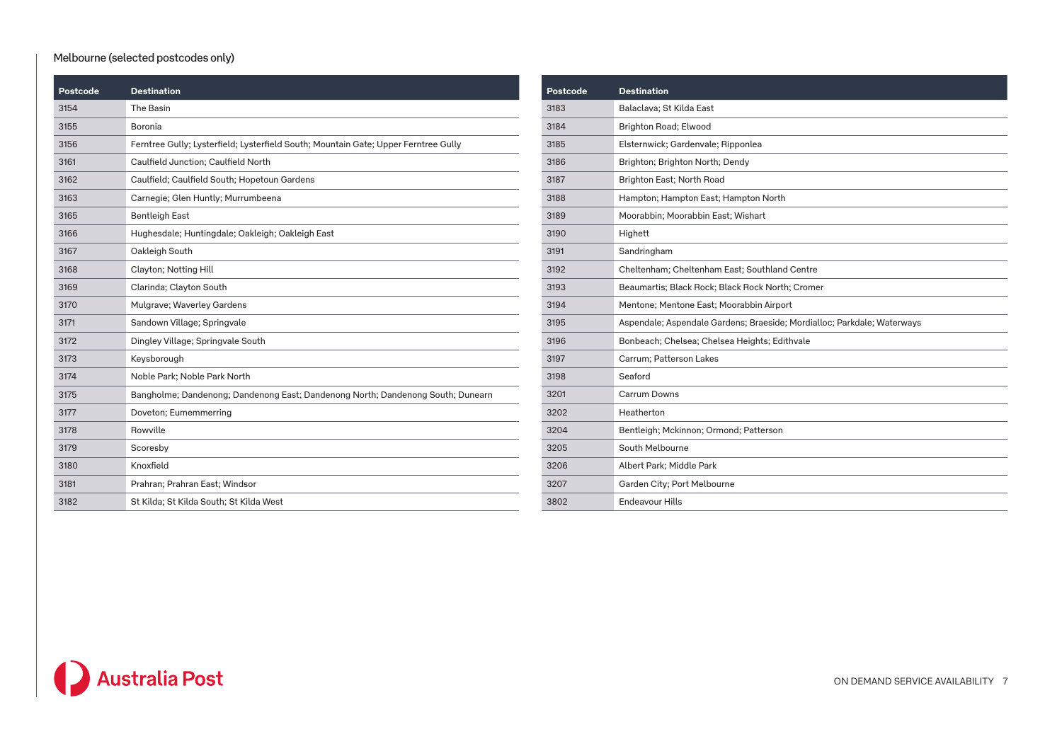Melbourne (selected postcodes only)

| Postcode | Destination |
|---|---|
| 3154 | The Basin |
| 3155 | Boronia |
| 3156 | Ferntree Gully; Lysterfield; Lysterfield South; Mountain Gate; Upper Ferntree Gully |
| 3161 | Caulfield Junction; Caulfield North |
| 3162 | Caulfield; Caulfield South; Hopetoun Gardens |
| 3163 | Carnegie; Glen Huntly; Murrumbeena |
| 3165 | Bentleigh East |
| 3166 | Hughesdale; Huntingdale; Oakleigh; Oakleigh East |
| 3167 | Oakleigh South |
| 3168 | Clayton; Notting Hill |
| 3169 | Clarinda; Clayton South |
| 3170 | Mulgrave; Waverley Gardens |
| 3171 | Sandown Village; Springvale |
| 3172 | Dingley Village; Springvale South |
| 3173 | Keysborough |
| 3174 | Noble Park; Noble Park North |
| 3175 | Bangholme; Dandenong; Dandenong East; Dandenong North; Dandenong South; Dunearn |
| 3177 | Doveton; Eumemmerring |
| 3178 | Rowville |
| 3179 | Scoresby |
| 3180 | Knoxfield |
| 3181 | Prahran; Prahran East; Windsor |
| 3182 | St Kilda; St Kilda South; St Kilda West |
| 3183 | Balaclava; St Kilda East |
| 3184 | Brighton Road; Elwood |
| 3185 | Elsternwick; Gardenvale; Ripponlea |
| 3186 | Brighton; Brighton North; Dendy |
| 3187 | Brighton East; North Road |
| 3188 | Hampton; Hampton East; Hampton North |
| 3189 | Moorabbin; Moorabbin East; Wishart |
| 3190 | Highett |
| 3191 | Sandringham |
| 3192 | Cheltenham; Cheltenham East; Southland Centre |
| 3193 | Beaumartis; Black Rock; Black Rock North; Cromer |
| 3194 | Mentone; Mentone East; Moorabbin Airport |
| 3195 | Aspendale; Aspendale Gardens; Braeside; Mordialloc; Parkdale; Waterways |
| 3196 | Bonbeach; Chelsea; Chelsea Heights; Edithvale |
| 3197 | Carrum; Patterson Lakes |
| 3198 | Seaford |
| 3201 | Carrum Downs |
| 3202 | Heatherton |
| 3204 | Bentleigh; Mckinnon; Ormond; Patterson |
| 3205 | South Melbourne |
| 3206 | Albert Park; Middle Park |
| 3207 | Garden City; Port Melbourne |
| 3802 | Endeavour Hills |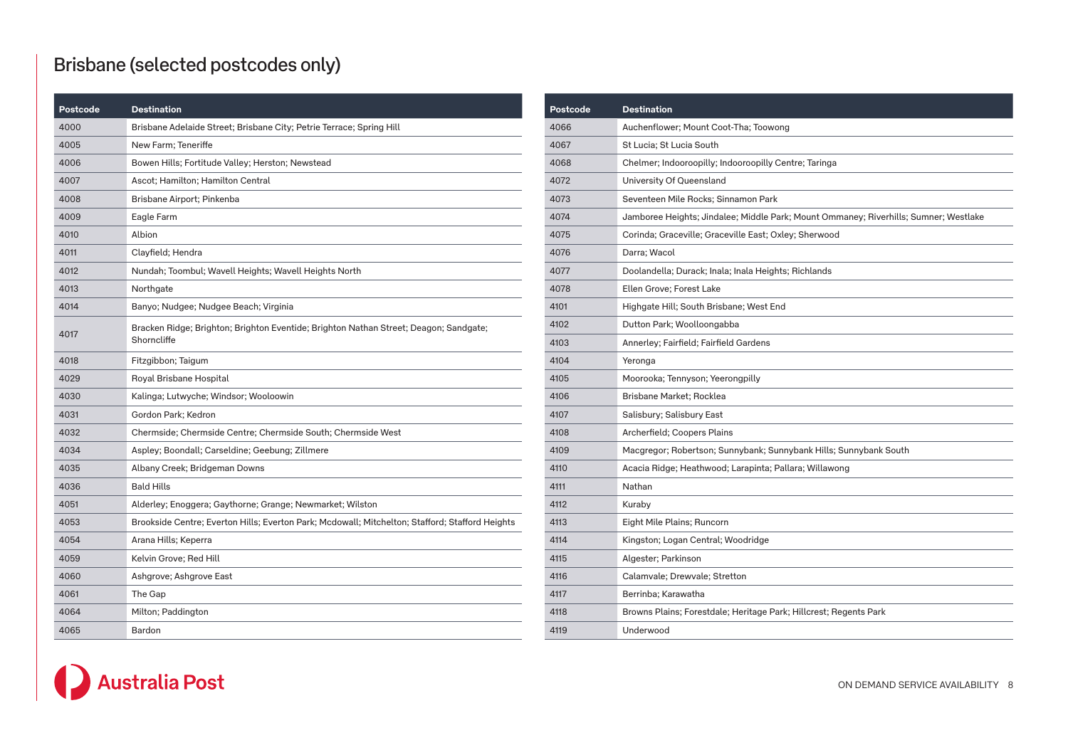# Brisbane (selected postcodes only)

| Postcode | Destination |
| --- | --- |
| 4000 | Brisbane Adelaide Street; Brisbane City; Petrie Terrace; Spring Hill |
| 4005 | New Farm; Teneriffe |
| 4006 | Bowen Hills; Fortitude Valley; Herston; Newstead |
| 4007 | Ascot; Hamilton; Hamilton Central |
| 4008 | Brisbane Airport; Pinkenba |
| 4009 | Eagle Farm |
| 4010 | Albion |
| 4011 | Clayfield; Hendra |
| 4012 | Nundah; Toombul; Wavell Heights; Wavell Heights North |
| 4013 | Northgate |
| 4014 | Banyo; Nudgee; Nudgee Beach; Virginia |
| 4017 | Bracken Ridge; Brighton; Brighton Eventide; Brighton Nathan Street; Deagon; Sandgate; Shorncliffe |
| 4018 | Fitzgibbon; Taigum |
| 4029 | Royal Brisbane Hospital |
| 4030 | Kalinga; Lutwyche; Windsor; Wooloowin |
| 4031 | Gordon Park; Kedron |
| 4032 | Chermside; Chermside Centre; Chermside South; Chermside West |
| 4034 | Aspley; Boondall; Carseldine; Geebung; Zillmere |
| 4035 | Albany Creek; Bridgeman Downs |
| 4036 | Bald Hills |
| 4051 | Alderley; Enoggera; Gaythorne; Grange; Newmarket; Wilston |
| 4053 | Brookside Centre; Everton Hills; Everton Park; Mcdowall; Mitchelton; Stafford; Stafford Heights |
| 4054 | Arana Hills; Keperra |
| 4059 | Kelvin Grove; Red Hill |
| 4060 | Ashgrove; Ashgrove East |
| 4061 | The Gap |
| 4064 | Milton; Paddington |
| 4065 | Bardon |
| 4066 | Auchenflower; Mount Coot-Tha; Toowong |
| 4067 | St Lucia; St Lucia South |
| 4068 | Chelmer; Indooroopilly; Indooroopilly Centre; Taringa |
| 4072 | University Of Queensland |
| 4073 | Seventeen Mile Rocks; Sinnamon Park |
| 4074 | Jamboree Heights; Jindalee; Middle Park; Mount Ommaney; Riverhills; Sumner; Westlake |
| 4075 | Corinda; Graceville; Graceville East; Oxley; Sherwood |
| 4076 | Darra; Wacol |
| 4077 | Doolandella; Durack; Inala; Inala Heights; Richlands |
| 4078 | Ellen Grove; Forest Lake |
| 4101 | Highgate Hill; South Brisbane; West End |
| 4102 | Dutton Park; Woolloongabba |
| 4103 | Annerley; Fairfield; Fairfield Gardens |
| 4104 | Yeronga |
| 4105 | Moorooka; Tennyson; Yeerongpilly |
| 4106 | Brisbane Market; Rocklea |
| 4107 | Salisbury; Salisbury East |
| 4108 | Archerfield; Coopers Plains |
| 4109 | Macgregor; Robertson; Sunnybank; Sunnybank Hills; Sunnybank South |
| 4110 | Acacia Ridge; Heathwood; Larapinta; Pallara; Willawong |
| 4111 | Nathan |
| 4112 | Kuraby |
| 4113 | Eight Mile Plains; Runcorn |
| 4114 | Kingston; Logan Central; Woodridge |
| 4115 | Algester; Parkinson |
| 4116 | Calamvale; Drewvale; Stretton |
| 4117 | Berrinba; Karawatha |
| 4118 | Browns Plains; Forestdale; Heritage Park; Hillcrest; Regents Park |
| 4119 | Underwood |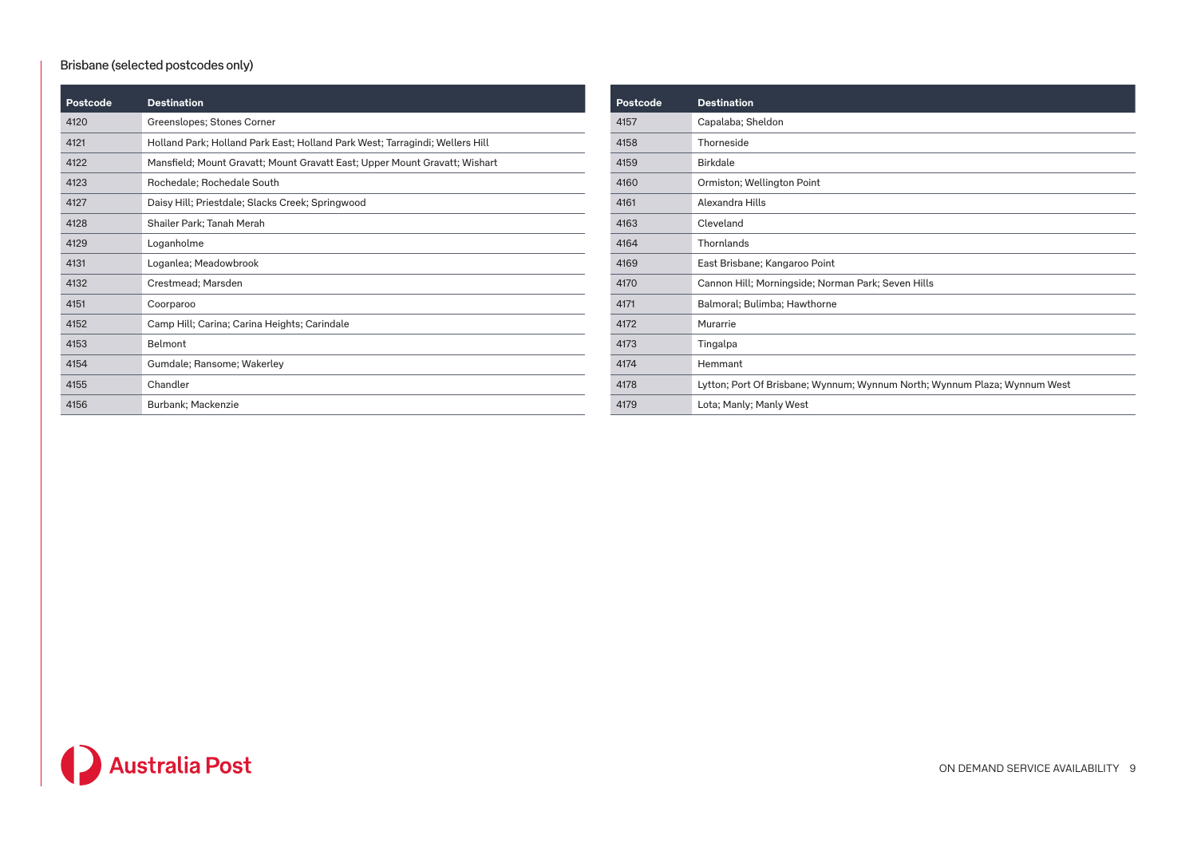## Brisbane (selected postcodes only)

| Postcode | Destination |
|---|---|
| 4120 | Greenslopes; Stones Corner |
| 4121 | Holland Park; Holland Park East; Holland Park West; Tarragindi; Wellers Hill |
| 4122 | Mansfield; Mount Gravatt; Mount Gravatt East; Upper Mount Gravatt; Wishart |
| 4123 | Rochedale; Rochedale South |
| 4127 | Daisy Hill; Priestdale; Slacks Creek; Springwood |
| 4128 | Shailer Park; Tanah Merah |
| 4129 | Loganholme |
| 4131 | Loganlea; Meadowbrook |
| 4132 | Crestmead; Marsden |
| 4151 | Coorparoo |
| 4152 | Camp Hill; Carina; Carina Heights; Carindale |
| 4153 | Belmont |
| 4154 | Gumdale; Ransome; Wakerley |
| 4155 | Chandler |
| 4156 | Burbank; Mackenzie |

| Postcode | Destination |
|---|---|
| 4157 | Capalaba; Sheldon |
| 4158 | Thorneside |
| 4159 | Birkdale |
| 4160 | Ormiston; Wellington Point |
| 4161 | Alexandra Hills |
| 4163 | Cleveland |
| 4164 | Thornlands |
| 4169 | East Brisbane; Kangaroo Point |
| 4170 | Cannon Hill; Morningside; Norman Park; Seven Hills |
| 4171 | Balmoral; Bulimba; Hawthorne |
| 4172 | Murarrie |
| 4173 | Tingalpa |
| 4174 | Hemmant |
| 4178 | Lytton; Port Of Brisbane; Wynnum; Wynnum North; Wynnum Plaza; Wynnum West |
| 4179 | Lota; Manly; Manly West |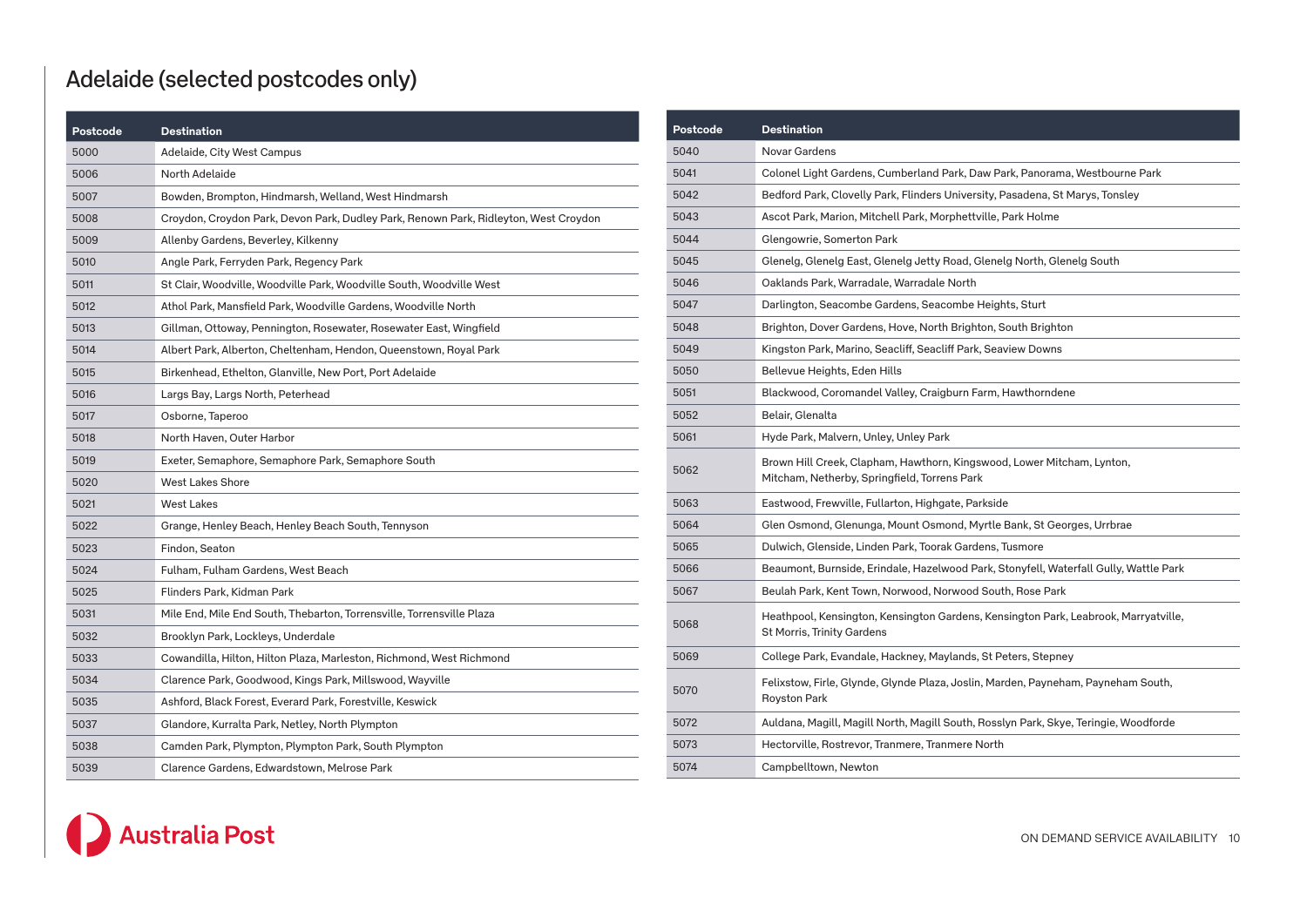# Adelaide (selected postcodes only)

| Postcode | Destination |
|---|---|
| 5000 | Adelaide, City West Campus |
| 5006 | North Adelaide |
| 5007 | Bowden, Brompton, Hindmarsh, Welland, West Hindmarsh |
| 5008 | Croydon, Croydon Park, Devon Park, Dudley Park, Renown Park, Ridleyton, West Croydon |
| 5009 | Allenby Gardens, Beverley, Kilkenny |
| 5010 | Angle Park, Ferryden Park, Regency Park |
| 5011 | St Clair, Woodville, Woodville Park, Woodville South, Woodville West |
| 5012 | Athol Park, Mansfield Park, Woodville Gardens, Woodville North |
| 5013 | Gillman, Ottoway, Pennington, Rosewater, Rosewater East, Wingfield |
| 5014 | Albert Park, Alberton, Cheltenham, Hendon, Queenstown, Royal Park |
| 5015 | Birkenhead, Ethelton, Glanville, New Port, Port Adelaide |
| 5016 | Largs Bay, Largs North, Peterhead |
| 5017 | Osborne, Taperoo |
| 5018 | North Haven, Outer Harbor |
| 5019 | Exeter, Semaphore, Semaphore Park, Semaphore South |
| 5020 | West Lakes Shore |
| 5021 | West Lakes |
| 5022 | Grange, Henley Beach, Henley Beach South, Tennyson |
| 5023 | Findon, Seaton |
| 5024 | Fulham, Fulham Gardens, West Beach |
| 5025 | Flinders Park, Kidman Park |
| 5031 | Mile End, Mile End South, Thebarton, Torrensville, Torrensville Plaza |
| 5032 | Brooklyn Park, Lockleys, Underdale |
| 5033 | Cowandilla, Hilton, Hilton Plaza, Marleston, Richmond, West Richmond |
| 5034 | Clarence Park, Goodwood, Kings Park, Millswood, Wayville |
| 5035 | Ashford, Black Forest, Everard Park, Forestville, Keswick |
| 5037 | Glandore, Kurralta Park, Netley, North Plympton |
| 5038 | Camden Park, Plympton, Plympton Park, South Plympton |
| 5039 | Clarence Gardens, Edwardstown, Melrose Park |
| 5040 | Novar Gardens |
| 5041 | Colonel Light Gardens, Cumberland Park, Daw Park, Panorama, Westbourne Park |
| 5042 | Bedford Park, Clovelly Park, Flinders University, Pasadena, St Marys, Tonsley |
| 5043 | Ascot Park, Marion, Mitchell Park, Morphettville, Park Holme |
| 5044 | Glengowrie, Somerton Park |
| 5045 | Glenelg, Glenelg East, Glenelg Jetty Road, Glenelg North, Glenelg South |
| 5046 | Oaklands Park, Warradale, Warradale North |
| 5047 | Darlington, Seacombe Gardens, Seacombe Heights, Sturt |
| 5048 | Brighton, Dover Gardens, Hove, North Brighton, South Brighton |
| 5049 | Kingston Park, Marino, Seacliff, Seacliff Park, Seaview Downs |
| 5050 | Bellevue Heights, Eden Hills |
| 5051 | Blackwood, Coromandel Valley, Craigburn Farm, Hawthorndene |
| 5052 | Belair, Glenalta |
| 5061 | Hyde Park, Malvern, Unley, Unley Park |
| 5062 | Brown Hill Creek, Clapham, Hawthorn, Kingswood, Lower Mitcham, Lynton, Mitcham, Netherby, Springfield, Torrens Park |
| 5063 | Eastwood, Frewville, Fullarton, Highgate, Parkside |
| 5064 | Glen Osmond, Glenunga, Mount Osmond, Myrtle Bank, St Georges, Urrbrae |
| 5065 | Dulwich, Glenside, Linden Park, Toorak Gardens, Tusmore |
| 5066 | Beaumont, Burnside, Erindale, Hazelwood Park, Stonyfell, Waterfall Gully, Wattle Park |
| 5067 | Beulah Park, Kent Town, Norwood, Norwood South, Rose Park |
| 5068 | Heathpool, Kensington, Kensington Gardens, Kensington Park, Leabrook, Marryatville, St Morris, Trinity Gardens |
| 5069 | College Park, Evandale, Hackney, Maylands, St Peters, Stepney |
| 5070 | Felixstow, Firle, Glynde, Glynde Plaza, Joslin, Marden, Payneham, Payneham South, Royston Park |
| 5072 | Auldana, Magill, Magill North, Magill South, Rosslyn Park, Skye, Teringie, Woodforde |
| 5073 | Hectorville, Rostrevor, Tranmere, Tranmere North |
| 5074 | Campbelltown, Newton |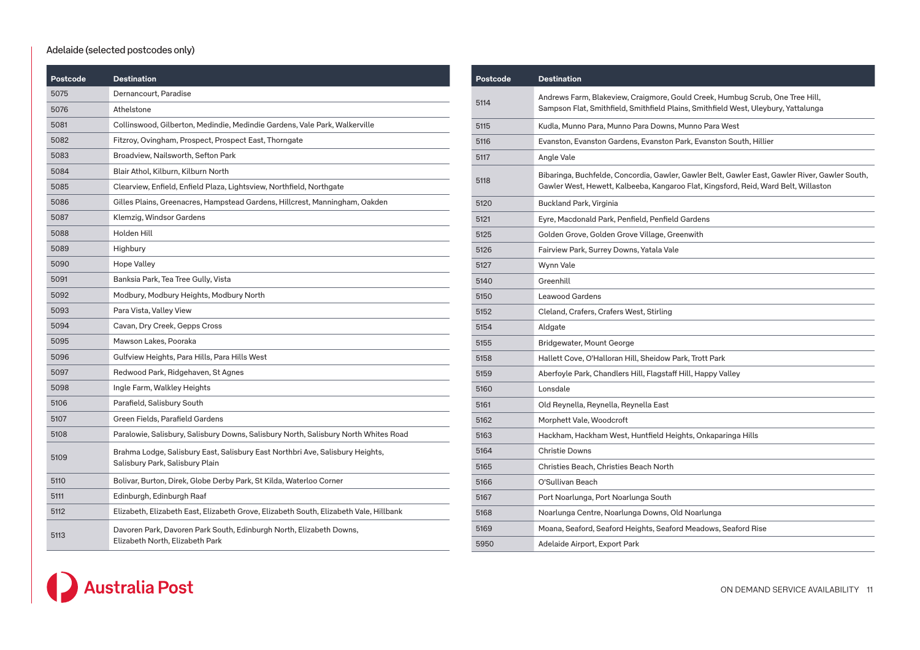## Adelaide (selected postcodes only)

| Postcode | Destination |
|---|---|
| 5075 | Dernancourt, Paradise |
| 5076 | Athelstone |
| 5081 | Collinswood, Gilberton, Medindie, Medindie Gardens, Vale Park, Walkerville |
| 5082 | Fitzroy, Ovingham, Prospect, Prospect East, Thorngate |
| 5083 | Broadview, Nailsworth, Sefton Park |
| 5084 | Blair Athol, Kilburn, Kilburn North |
| 5085 | Clearview, Enfield, Enfield Plaza, Lightsview, Northfield, Northgate |
| 5086 | Gilles Plains, Greenacres, Hampstead Gardens, Hillcrest, Manningham, Oakden |
| 5087 | Klemzig, Windsor Gardens |
| 5088 | Holden Hill |
| 5089 | Highbury |
| 5090 | Hope Valley |
| 5091 | Banksia Park, Tea Tree Gully, Vista |
| 5092 | Modbury, Modbury Heights, Modbury North |
| 5093 | Para Vista, Valley View |
| 5094 | Cavan, Dry Creek, Gepps Cross |
| 5095 | Mawson Lakes, Pooraka |
| 5096 | Gulfview Heights, Para Hills, Para Hills West |
| 5097 | Redwood Park, Ridgehaven, St Agnes |
| 5098 | Ingle Farm, Walkley Heights |
| 5106 | Parafield, Salisbury South |
| 5107 | Green Fields, Parafield Gardens |
| 5108 | Paralowie, Salisbury, Salisbury Downs, Salisbury North, Salisbury North Whites Road |
| 5109 | Brahma Lodge, Salisbury East, Salisbury East Northbri Ave, Salisbury Heights, Salisbury Park, Salisbury Plain |
| 5110 | Bolivar, Burton, Direk, Globe Derby Park, St Kilda, Waterloo Corner |
| 5111 | Edinburgh, Edinburgh Raaf |
| 5112 | Elizabeth, Elizabeth East, Elizabeth Grove, Elizabeth South, Elizabeth Vale, Hillbank |
| 5113 | Davoren Park, Davoren Park South, Edinburgh North, Elizabeth Downs, Elizabeth North, Elizabeth Park |
| 5114 | Andrews Farm, Blakeview, Craigmore, Gould Creek, Humbug Scrub, One Tree Hill, Sampson Flat, Smithfield, Smithfield Plains, Smithfield West, Uleybury, Yattalunga |
| 5115 | Kudla, Munno Para, Munno Para Downs, Munno Para West |
| 5116 | Evanston, Evanston Gardens, Evanston Park, Evanston South, Hillier |
| 5117 | Angle Vale |
| 5118 | Bibaringa, Buchfelde, Concordia, Gawler, Gawler Belt, Gawler East, Gawler River, Gawler South, Gawler West, Hewett, Kalbeeba, Kangaroo Flat, Kingsford, Reid, Ward Belt, Willaston |
| 5120 | Buckland Park, Virginia |
| 5121 | Eyre, Macdonald Park, Penfield, Penfield Gardens |
| 5125 | Golden Grove, Golden Grove Village, Greenwith |
| 5126 | Fairview Park, Surrey Downs, Yatala Vale |
| 5127 | Wynn Vale |
| 5140 | Greenhill |
| 5150 | Leawood Gardens |
| 5152 | Cleland, Crafers, Crafers West, Stirling |
| 5154 | Aldgate |
| 5155 | Bridgewater, Mount George |
| 5158 | Hallett Cove, O'Halloran Hill, Sheidow Park, Trott Park |
| 5159 | Aberfoyle Park, Chandlers Hill, Flagstaff Hill, Happy Valley |
| 5160 | Lonsdale |
| 5161 | Old Reynella, Reynella, Reynella East |
| 5162 | Morphett Vale, Woodcroft |
| 5163 | Hackham, Hackham West, Huntfield Heights, Onkaparinga Hills |
| 5164 | Christie Downs |
| 5165 | Christies Beach, Christies Beach North |
| 5166 | O'Sullivan Beach |
| 5167 | Port Noarlunga, Port Noarlunga South |
| 5168 | Noarlunga Centre, Noarlunga Downs, Old Noarlunga |
| 5169 | Moana, Seaford, Seaford Heights, Seaford Meadows, Seaford Rise |
| 5950 | Adelaide Airport, Export Park |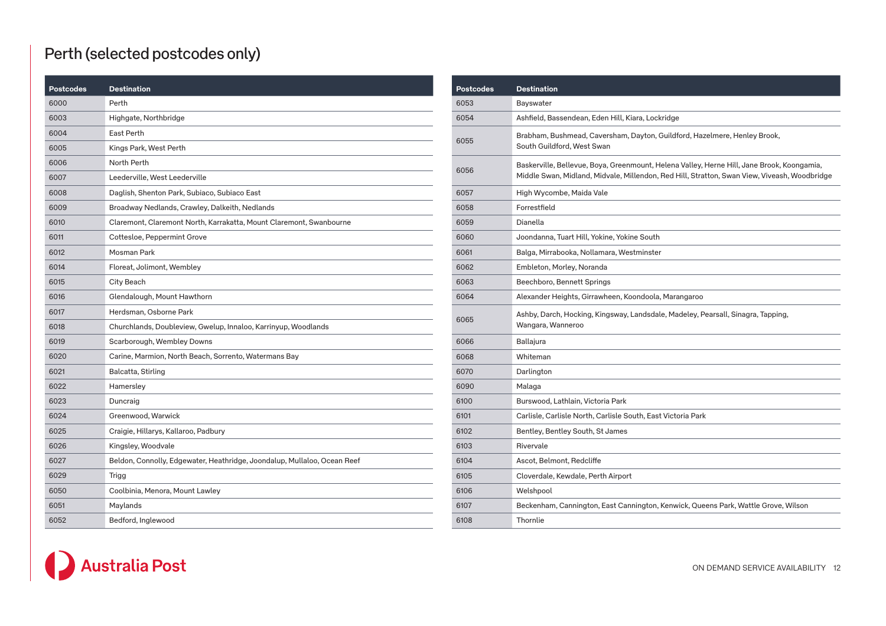# Perth (selected postcodes only)

| Postcodes | Destination |
|---|---|
| 6000 | Perth |
| 6003 | Highgate, Northbridge |
| 6004 | East Perth |
| 6005 | Kings Park, West Perth |
| 6006 | North Perth |
| 6007 | Leederville, West Leederville |
| 6008 | Daglish, Shenton Park, Subiaco, Subiaco East |
| 6009 | Broadway Nedlands, Crawley, Dalkeith, Nedlands |
| 6010 | Claremont, Claremont North, Karrakatta, Mount Claremont, Swanbourne |
| 6011 | Cottesloe, Peppermint Grove |
| 6012 | Mosman Park |
| 6014 | Floreat, Jolimont, Wembley |
| 6015 | City Beach |
| 6016 | Glendalough, Mount Hawthorn |
| 6017 | Herdsman, Osborne Park |
| 6018 | Churchlands, Doubleview, Gwelup, Innaloo, Karrinyup, Woodlands |
| 6019 | Scarborough, Wembley Downs |
| 6020 | Carine, Marmion, North Beach, Sorrento, Watermans Bay |
| 6021 | Balcatta, Stirling |
| 6022 | Hamersley |
| 6023 | Duncraig |
| 6024 | Greenwood, Warwick |
| 6025 | Craigie, Hillarys, Kallaroo, Padbury |
| 6026 | Kingsley, Woodvale |
| 6027 | Beldon, Connolly, Edgewater, Heathridge, Joondalup, Mullaloo, Ocean Reef |
| 6029 | Trigg |
| 6050 | Coolbinia, Menora, Mount Lawley |
| 6051 | Maylands |
| 6052 | Bedford, Inglewood |
| 6053 | Bayswater |
| 6054 | Ashfield, Bassendean, Eden Hill, Kiara, Lockridge |
| 6055 | Brabham, Bushmead, Caversham, Dayton, Guildford, Hazelmere, Henley Brook, South Guildford, West Swan |
| 6056 | Baskerville, Bellevue, Boya, Greenmount, Helena Valley, Herne Hill, Jane Brook, Koongamia, Middle Swan, Midland, Midvale, Millendon, Red Hill, Stratton, Swan View, Viveash, Woodbridge |
| 6057 | High Wycombe, Maida Vale |
| 6058 | Forrestfield |
| 6059 | Dianella |
| 6060 | Joondanna, Tuart Hill, Yokine, Yokine South |
| 6061 | Balga, Mirrabooka, Nollamara, Westminster |
| 6062 | Embleton, Morley, Noranda |
| 6063 | Beechboro, Bennett Springs |
| 6064 | Alexander Heights, Girrawheen, Koondoola, Marangaroo |
| 6065 | Ashby, Darch, Hocking, Kingsway, Landsdale, Madeley, Pearsall, Sinagra, Tapping, Wangara, Wanneroo |
| 6066 | Ballajura |
| 6068 | Whiteman |
| 6070 | Darlington |
| 6090 | Malaga |
| 6100 | Burswood, Lathlain, Victoria Park |
| 6101 | Carlisle, Carlisle North, Carlisle South, East Victoria Park |
| 6102 | Bentley, Bentley South, St James |
| 6103 | Rivervale |
| 6104 | Ascot, Belmont, Redcliffe |
| 6105 | Cloverdale, Kewdale, Perth Airport |
| 6106 | Welshpool |
| 6107 | Beckenham, Cannington, East Cannington, Kenwick, Queens Park, Wattle Grove, Wilson |
| 6108 | Thornlie |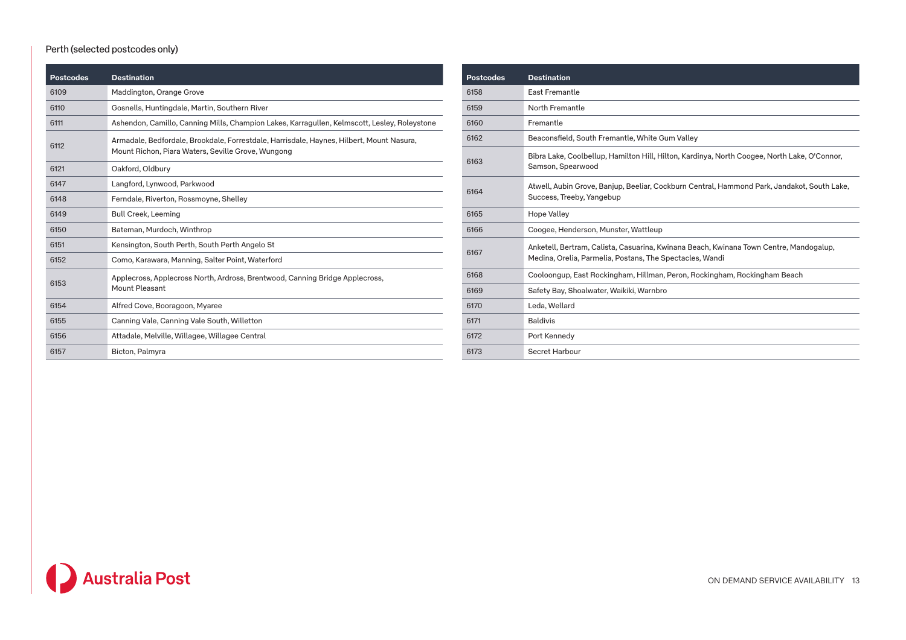Perth (selected postcodes only)

| Postcodes | Destination |
| --- | --- |
| 6109 | Maddington, Orange Grove |
| 6110 | Gosnells, Huntingdale, Martin, Southern River |
| 6111 | Ashendon, Camillo, Canning Mills, Champion Lakes, Karragullen, Kelmscott, Lesley, Roleystone |
| 6112 | Armadale, Bedfordale, Brookdale, Forrestdale, Harrisdale, Haynes, Hilbert, Mount Nasura, Mount Richon, Piara Waters, Seville Grove, Wungong |
| 6121 | Oakford, Oldbury |
| 6147 | Langford, Lynwood, Parkwood |
| 6148 | Ferndale, Riverton, Rossmoyne, Shelley |
| 6149 | Bull Creek, Leeming |
| 6150 | Bateman, Murdoch, Winthrop |
| 6151 | Kensington, South Perth, South Perth Angelo St |
| 6152 | Como, Karawara, Manning, Salter Point, Waterford |
| 6153 | Applecross, Applecross North, Ardross, Brentwood, Canning Bridge Applecross, Mount Pleasant |
| 6154 | Alfred Cove, Booragoon, Myaree |
| 6155 | Canning Vale, Canning Vale South, Willetton |
| 6156 | Attadale, Melville, Willagee, Willagee Central |
| 6157 | Bicton, Palmyra |
| 6158 | East Fremantle |
| 6159 | North Fremantle |
| 6160 | Fremantle |
| 6162 | Beaconsfield, South Fremantle, White Gum Valley |
| 6163 | Bibra Lake, Coolbellup, Hamilton Hill, Hilton, Kardinya, North Coogee, North Lake, O'Connor, Samson, Spearwood |
| 6164 | Atwell, Aubin Grove, Banjup, Beeliar, Cockburn Central, Hammond Park, Jandakot, South Lake, Success, Treeby, Yangebup |
| 6165 | Hope Valley |
| 6166 | Coogee, Henderson, Munster, Wattleup |
| 6167 | Anketell, Bertram, Calista, Casuarina, Kwinana Beach, Kwinana Town Centre, Mandogalup, Medina, Orelia, Parmelia, Postans, The Spectacles, Wandi |
| 6168 | Cooloongup, East Rockingham, Hillman, Peron, Rockingham, Rockingham Beach |
| 6169 | Safety Bay, Shoalwater, Waikiki, Warnbro |
| 6170 | Leda, Wellard |
| 6171 | Baldivis |
| 6172 | Port Kennedy |
| 6173 | Secret Harbour |

Australia Post